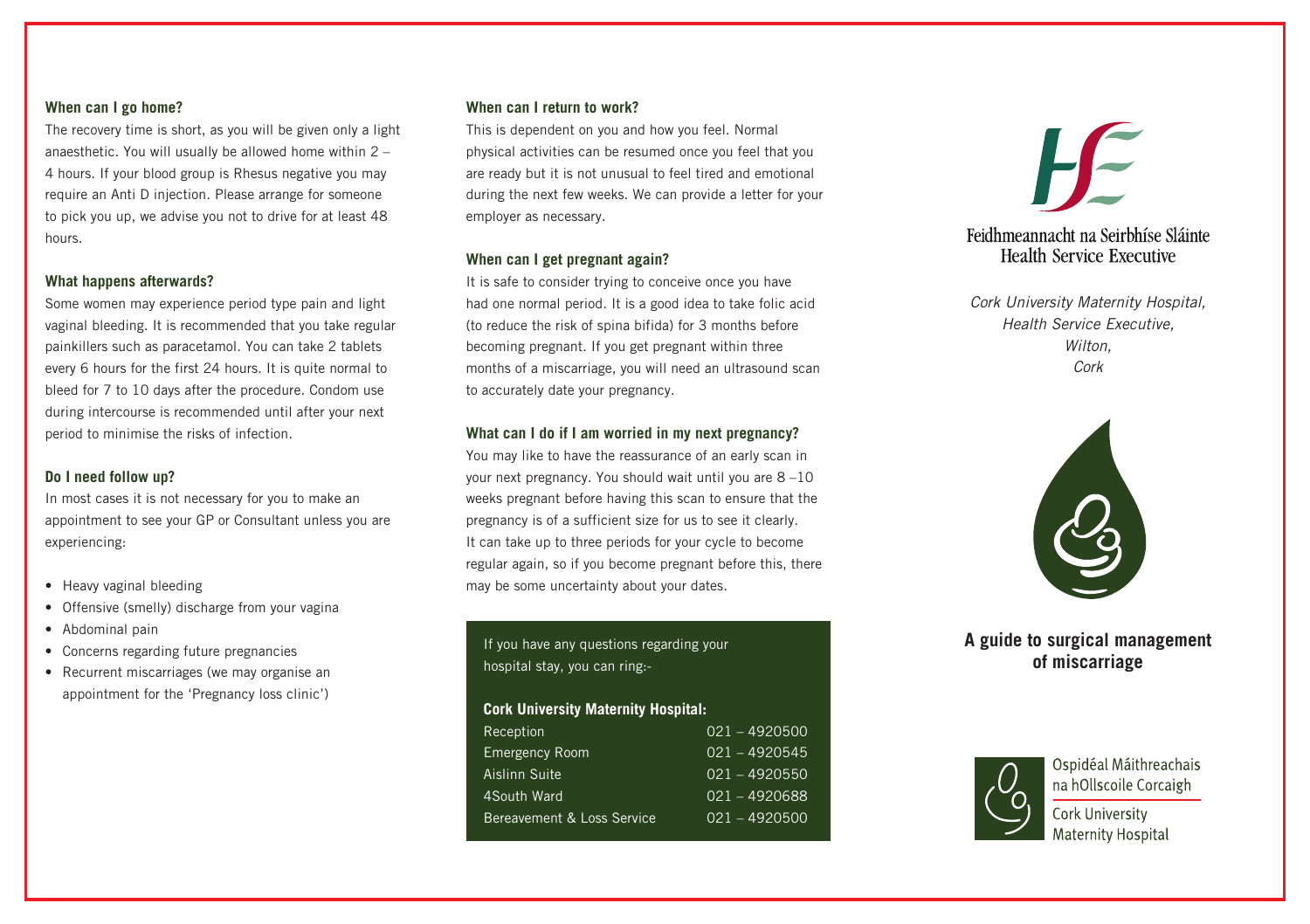## When can I go home?

The recovery time is short, as you will be given only a light anaesthetic. You will usually be allowed home within 2 – 4 hours. If your blood group is Rhesus negative you may require an Anti D injection. Please arrange for someone to pick you up, we advise you not to drive for at least 48 hours.

## What happens afterwards?

Some women may experience period type pain and light vaginal bleeding. It is recommended that you take regular painkillers such as paracetamol. You can take 2 tablets every 6 hours for the first 24 hours. It is quite normal to bleed for 7 to 10 days after the procedure. Condom use during intercourse is recommended until after your next period to minimise the risks of infection.

## Do I need follow up?

In most cases it is not necessary for you to make an appointment to see your GP or Consultant unless you are experiencing:

- Heavy vaginal bleeding
- Offensive (smelly) discharge from your vagina
- Abdominal pain
- Concerns regarding future pregnancies
- Recurrent miscarriages (we may organise an appointment for the 'Pregnancy loss clinic')

## When can I return to work?

This is dependent on you and how you feel. Normal physical activities can be resumed once you feel that you are ready but it is not unusual to feel tired and emotional during the next few weeks. We can provide a letter for your employer as necessary.

## When can I get pregnant again?

It is safe to consider trying to conceive once you have had one normal period. It is a good idea to take folic acid (to reduce the risk of spina bifida) for 3 months before becoming pregnant. If you get pregnant within three months of a miscarriage, you will need an ultrasound scan to accurately date your pregnancy.

## What can I do if I am worried in my next pregnancy?

You may like to have the reassurance of an early scan in your next pregnancy. You should wait until you are 8 –10 weeks pregnant before having this scan to ensure that the pregnancy is of a sufficient size for us to see it clearly. It can take up to three periods for your cycle to become regular again, so if you become pregnant before this, there may be some uncertainty about your dates.

If you have any questions regarding your hospital stay, you can ring:-

**Cork University Maternity Hospital:**

| | |
|---|---|
| Reception | 021 – 4920500 |
| Emergency Room | 021 – 4920545 |
| Aislinn Suite | 021 – 4920550 |
| 4South Ward | 021 – 4920688 |
| Bereavement & Loss Service | 021 – 4920500 |

Feidhmeannacht na Seirbhíse Sláinte
Health Service Executive

*Cork University Maternity Hospital,*
*Health Service Executive,*
*Wilton,*
*Cork*

# A guide to surgical management of miscarriage

Ospidéal Máithreachais na hOllscoile Corcaigh
Cork University Maternity Hospital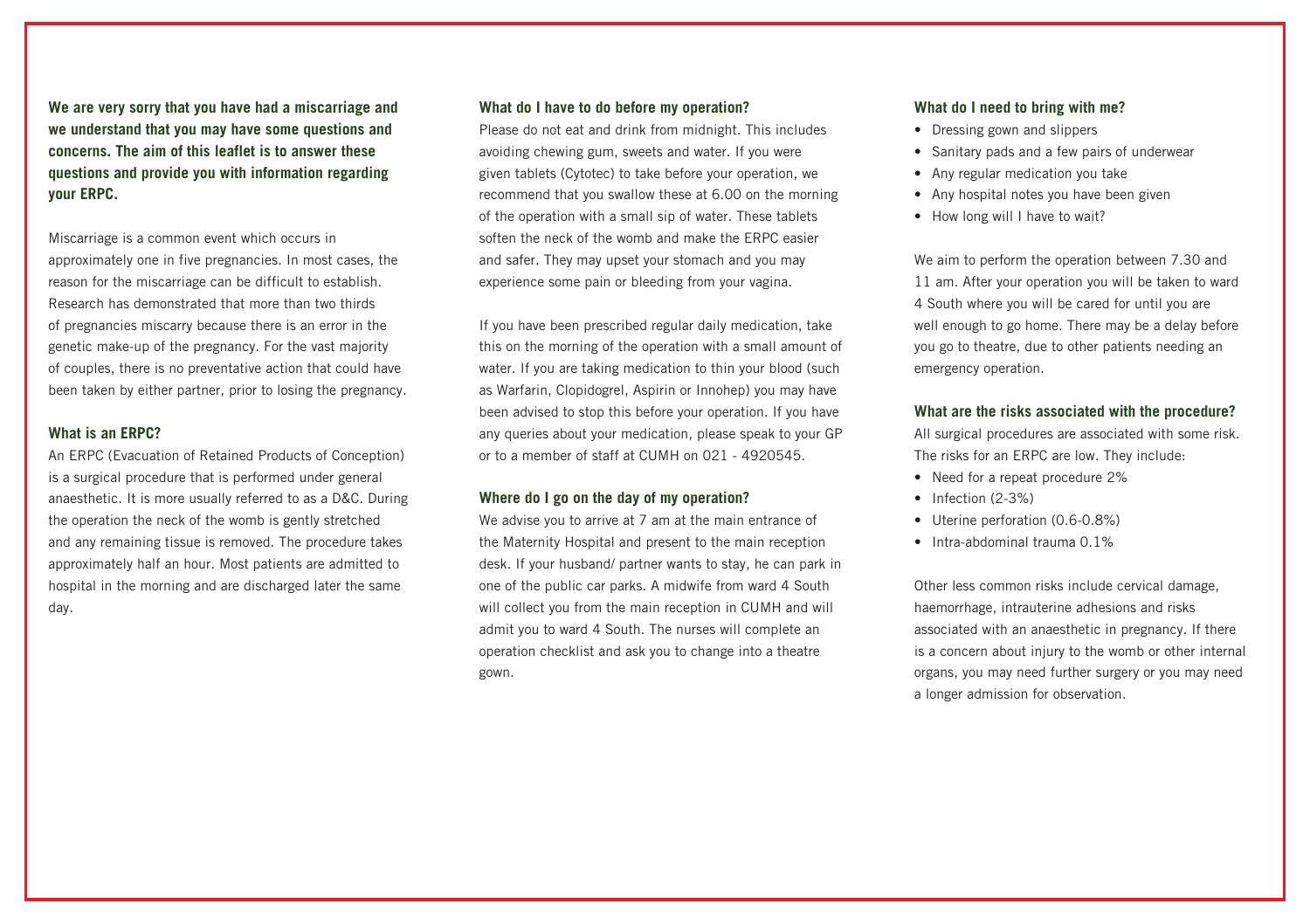**We are very sorry that you have had a miscarriage and we understand that you may have some questions and concerns. The aim of this leaflet is to answer these questions and provide you with information regarding your ERPC.**

Miscarriage is a common event which occurs in approximately one in five pregnancies. In most cases, the reason for the miscarriage can be difficult to establish. Research has demonstrated that more than two thirds of pregnancies miscarry because there is an error in the genetic make-up of the pregnancy. For the vast majority of couples, there is no preventative action that could have been taken by either partner, prior to losing the pregnancy.

### What is an ERPC?

An ERPC (Evacuation of Retained Products of Conception) is a surgical procedure that is performed under general anaesthetic. It is more usually referred to as a D&C. During the operation the neck of the womb is gently stretched and any remaining tissue is removed. The procedure takes approximately half an hour. Most patients are admitted to hospital in the morning and are discharged later the same day.

### What do I have to do before my operation?

Please do not eat and drink from midnight. This includes avoiding chewing gum, sweets and water. If you were given tablets (Cytotec) to take before your operation, we recommend that you swallow these at 6.00 on the morning of the operation with a small sip of water. These tablets soften the neck of the womb and make the ERPC easier and safer. They may upset your stomach and you may experience some pain or bleeding from your vagina.

If you have been prescribed regular daily medication, take this on the morning of the operation with a small amount of water. If you are taking medication to thin your blood (such as Warfarin, Clopidogrel, Aspirin or Innohep) you may have been advised to stop this before your operation. If you have any queries about your medication, please speak to your GP or to a member of staff at CUMH on 021 - 4920545.

### Where do I go on the day of my operation?

We advise you to arrive at 7 am at the main entrance of the Maternity Hospital and present to the main reception desk. If your husband/ partner wants to stay, he can park in one of the public car parks. A midwife from ward 4 South will collect you from the main reception in CUMH and will admit you to ward 4 South. The nurses will complete an operation checklist and ask you to change into a theatre gown.

### What do I need to bring with me?

- Dressing gown and slippers
- Sanitary pads and a few pairs of underwear
- Any regular medication you take
- Any hospital notes you have been given
- How long will I have to wait?

We aim to perform the operation between 7.30 and 11 am. After your operation you will be taken to ward 4 South where you will be cared for until you are well enough to go home. There may be a delay before you go to theatre, due to other patients needing an emergency operation.

### What are the risks associated with the procedure?

All surgical procedures are associated with some risk. The risks for an ERPC are low. They include:

- Need for a repeat procedure 2%
- Infection (2-3%)
- Uterine perforation (0.6-0.8%)
- Intra-abdominal trauma 0.1%

Other less common risks include cervical damage, haemorrhage, intrauterine adhesions and risks associated with an anaesthetic in pregnancy. If there is a concern about injury to the womb or other internal organs, you may need further surgery or you may need a longer admission for observation.